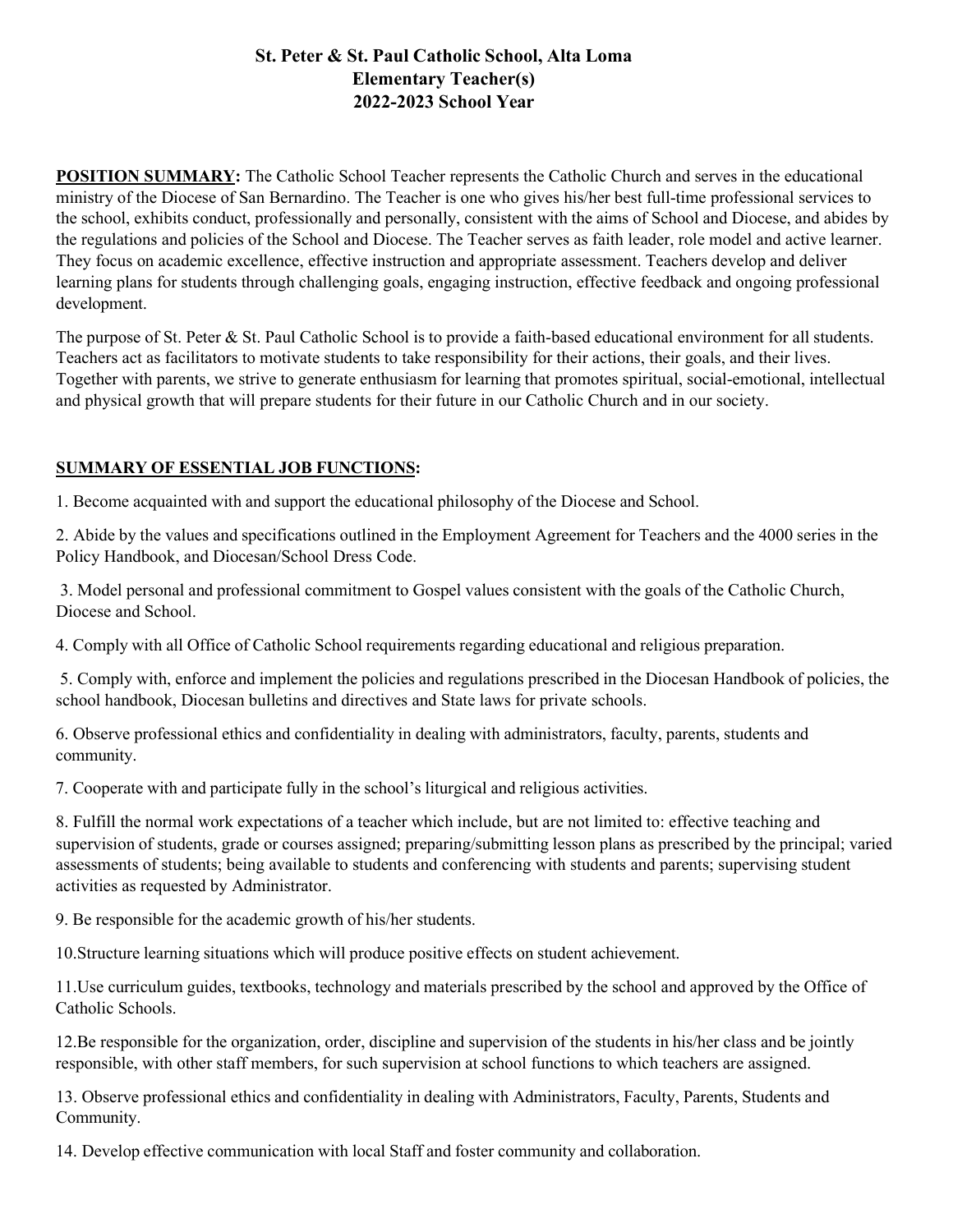# St. Peter & St. Paul Catholic School, Alta Loma
# Elementary Teacher(s)
# 2022-2023 School Year

**POSITION SUMMARY:** The Catholic School Teacher represents the Catholic Church and serves in the educational ministry of the Diocese of San Bernardino. The Teacher is one who gives his/her best full-time professional services to the school, exhibits conduct, professionally and personally, consistent with the aims of School and Diocese, and abides by the regulations and policies of the School and Diocese. The Teacher serves as faith leader, role model and active learner. They focus on academic excellence, effective instruction and appropriate assessment. Teachers develop and deliver learning plans for students through challenging goals, engaging instruction, effective feedback and ongoing professional development.

The purpose of St. Peter & St. Paul Catholic School is to provide a faith-based educational environment for all students. Teachers act as facilitators to motivate students to take responsibility for their actions, their goals, and their lives. Together with parents, we strive to generate enthusiasm for learning that promotes spiritual, social-emotional, intellectual and physical growth that will prepare students for their future in our Catholic Church and in our society.

## SUMMARY OF ESSENTIAL JOB FUNCTIONS:

1. Become acquainted with and support the educational philosophy of the Diocese and School.

2. Abide by the values and specifications outlined in the Employment Agreement for Teachers and the 4000 series in the Policy Handbook, and Diocesan/School Dress Code.

3. Model personal and professional commitment to Gospel values consistent with the goals of the Catholic Church, Diocese and School.

4. Comply with all Office of Catholic School requirements regarding educational and religious preparation.

5. Comply with, enforce and implement the policies and regulations prescribed in the Diocesan Handbook of policies, the school handbook, Diocesan bulletins and directives and State laws for private schools.

6. Observe professional ethics and confidentiality in dealing with administrators, faculty, parents, students and community.

7. Cooperate with and participate fully in the school's liturgical and religious activities.

8. Fulfill the normal work expectations of a teacher which include, but are not limited to: effective teaching and supervision of students, grade or courses assigned; preparing/submitting lesson plans as prescribed by the principal; varied assessments of students; being available to students and conferencing with students and parents; supervising student activities as requested by Administrator.

9. Be responsible for the academic growth of his/her students.

10. Structure learning situations which will produce positive effects on student achievement.

11. Use curriculum guides, textbooks, technology and materials prescribed by the school and approved by the Office of Catholic Schools.

12. Be responsible for the organization, order, discipline and supervision of the students in his/her class and be jointly responsible, with other staff members, for such supervision at school functions to which teachers are assigned.

13. Observe professional ethics and confidentiality in dealing with Administrators, Faculty, Parents, Students and Community.

14. Develop effective communication with local Staff and foster community and collaboration.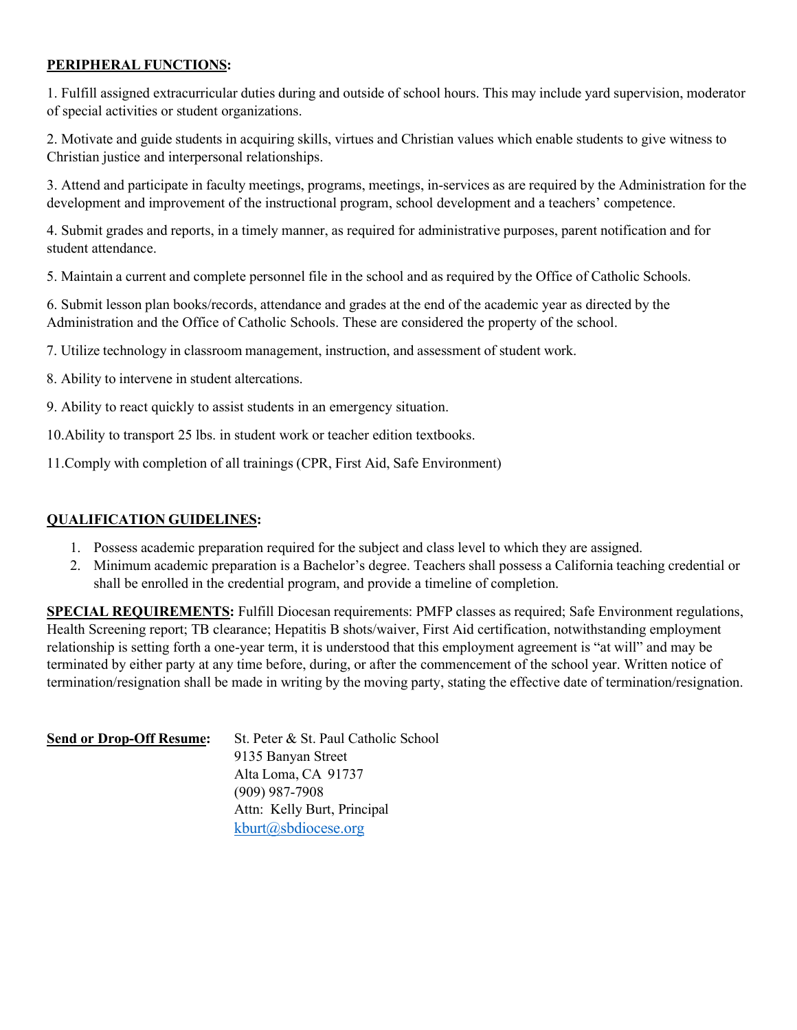**PERIPHERAL FUNCTIONS:**

1. Fulfill assigned extracurricular duties during and outside of school hours. This may include yard supervision, moderator of special activities or student organizations.

2. Motivate and guide students in acquiring skills, virtues and Christian values which enable students to give witness to Christian justice and interpersonal relationships.

3. Attend and participate in faculty meetings, programs, meetings, in-services as are required by the Administration for the development and improvement of the instructional program, school development and a teachers' competence.

4. Submit grades and reports, in a timely manner, as required for administrative purposes, parent notification and for student attendance.

5. Maintain a current and complete personnel file in the school and as required by the Office of Catholic Schools.

6. Submit lesson plan books/records, attendance and grades at the end of the academic year as directed by the Administration and the Office of Catholic Schools. These are considered the property of the school.

7. Utilize technology in classroom management, instruction, and assessment of student work.

8. Ability to intervene in student altercations.

9. Ability to react quickly to assist students in an emergency situation.

10. Ability to transport 25 lbs. in student work or teacher edition textbooks.

11. Comply with completion of all trainings (CPR, First Aid, Safe Environment)

**QUALIFICATION GUIDELINES:**

1. Possess academic preparation required for the subject and class level to which they are assigned.
2. Minimum academic preparation is a Bachelor's degree. Teachers shall possess a California teaching credential or shall be enrolled in the credential program, and provide a timeline of completion.

**SPECIAL REQUIREMENTS:** Fulfill Diocesan requirements: PMFP classes as required; Safe Environment regulations, Health Screening report; TB clearance; Hepatitis B shots/waiver, First Aid certification, notwithstanding employment relationship is setting forth a one-year term, it is understood that this employment agreement is "at will" and may be terminated by either party at any time before, during, or after the commencement of the school year. Written notice of termination/resignation shall be made in writing by the moving party, stating the effective date of termination/resignation.

**Send or Drop-Off Resume:**

St. Peter & St. Paul Catholic School
9135 Banyan Street
Alta Loma, CA 91737
(909) 987-7908
Attn: Kelly Burt, Principal
kburt@sbdiocese.org